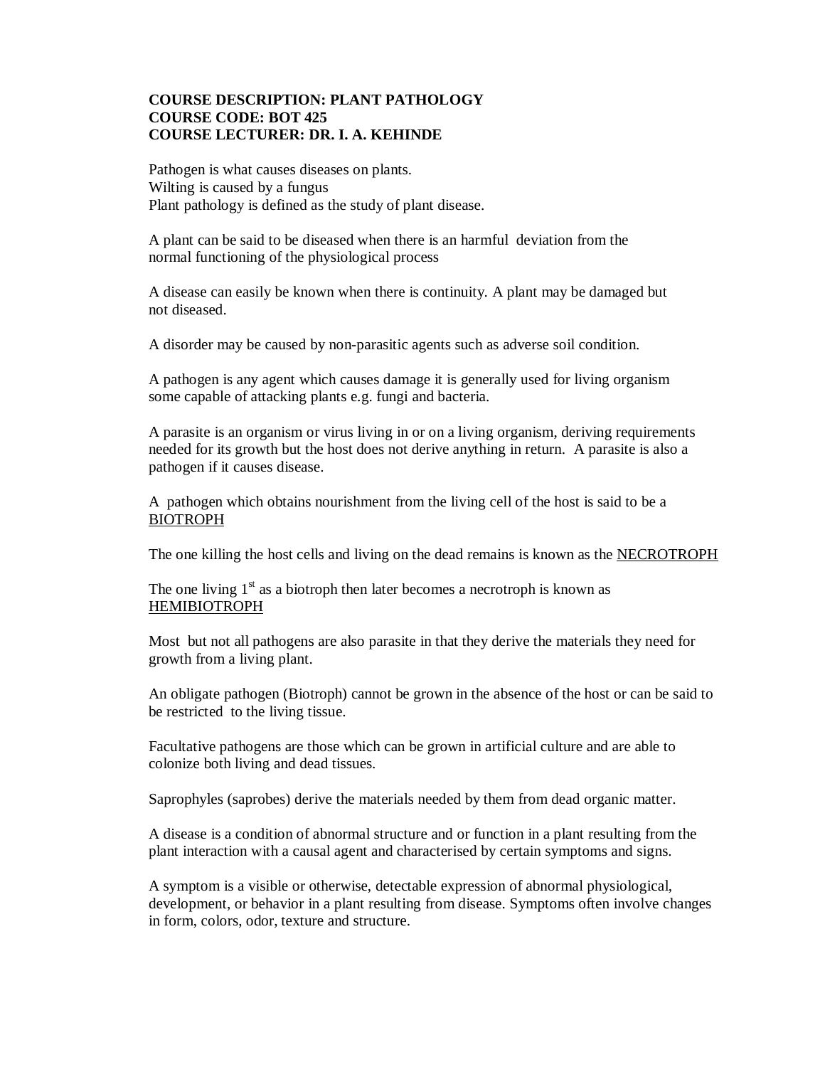**COURSE DESCRIPTION: PLANT PATHOLOGY**
**COURSE CODE: BOT 425**
**COURSE LECTURER: DR. I. A. KEHINDE**

Pathogen is what causes diseases on plants.
Wilting is caused by a fungus
Plant pathology is defined as the study of plant disease.

A plant can be said to be diseased when there is an harmful deviation from the normal functioning of the physiological process

A disease can easily be known when there is continuity. A plant may be damaged but not diseased.

A disorder may be caused by non-parasitic agents such as adverse soil condition.

A pathogen is any agent which causes damage it is generally used for living organism some capable of attacking plants e.g. fungi and bacteria.

A parasite is an organism or virus living in or on a living organism, deriving requirements needed for its growth but the host does not derive anything in return. A parasite is also a pathogen if it causes disease.

A pathogen which obtains nourishment from the living cell of the host is said to be a <u>BIOTROPH</u>

The one killing the host cells and living on the dead remains is known as the <u>NECROTROPH</u>

The one living 1st as a biotroph then later becomes a necrotroph is known as <u>HEMIBIOTROPH</u>

Most but not all pathogens are also parasite in that they derive the materials they need for growth from a living plant.

An obligate pathogen (Biotroph) cannot be grown in the absence of the host or can be said to be restricted to the living tissue.

Facultative pathogens are those which can be grown in artificial culture and are able to colonize both living and dead tissues.

Saprophyles (saprobes) derive the materials needed by them from dead organic matter.

A disease is a condition of abnormal structure and or function in a plant resulting from the plant interaction with a causal agent and characterised by certain symptoms and signs.

A symptom is a visible or otherwise, detectable expression of abnormal physiological, development, or behavior in a plant resulting from disease. Symptoms often involve changes in form, colors, odor, texture and structure.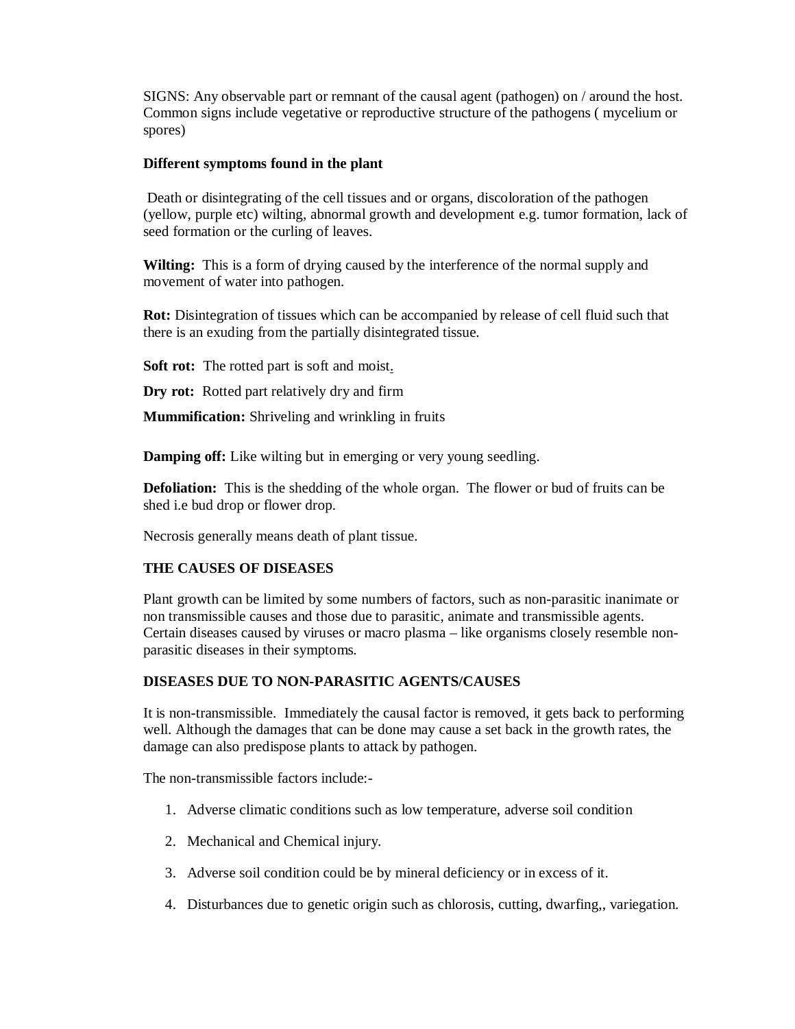SIGNS: Any observable part or remnant of the causal agent (pathogen) on / around the host. Common signs include vegetative or reproductive structure of the pathogens ( mycelium or spores)

**Different symptoms found in the plant**

Death or disintegrating of the cell tissues and or organs, discoloration of the pathogen (yellow, purple etc) wilting, abnormal growth and development e.g. tumor formation, lack of seed formation or the curling of leaves.

**Wilting:** This is a form of drying caused by the interference of the normal supply and movement of water into pathogen.

**Rot:** Disintegration of tissues which can be accompanied by release of cell fluid such that there is an exuding from the partially disintegrated tissue.

**Soft rot:** The rotted part is soft and moist.

**Dry rot:** Rotted part relatively dry and firm

**Mummification:** Shriveling and wrinkling in fruits

**Damping off:** Like wilting but in emerging or very young seedling.

**Defoliation:** This is the shedding of the whole organ. The flower or bud of fruits can be shed i.e bud drop or flower drop.

Necrosis generally means death of plant tissue.

**THE CAUSES OF DISEASES**

Plant growth can be limited by some numbers of factors, such as non-parasitic inanimate or non transmissible causes and those due to parasitic, animate and transmissible agents. Certain diseases caused by viruses or macro plasma – like organisms closely resemble non-parasitic diseases in their symptoms.

**DISEASES DUE TO NON-PARASITIC AGENTS/CAUSES**

It is non-transmissible. Immediately the causal factor is removed, it gets back to performing well. Although the damages that can be done may cause a set back in the growth rates, the damage can also predispose plants to attack by pathogen.

The non-transmissible factors include:-

1. Adverse climatic conditions such as low temperature, adverse soil condition
2. Mechanical and Chemical injury.
3. Adverse soil condition could be by mineral deficiency or in excess of it.
4. Disturbances due to genetic origin such as chlorosis, cutting, dwarfing,, variegation.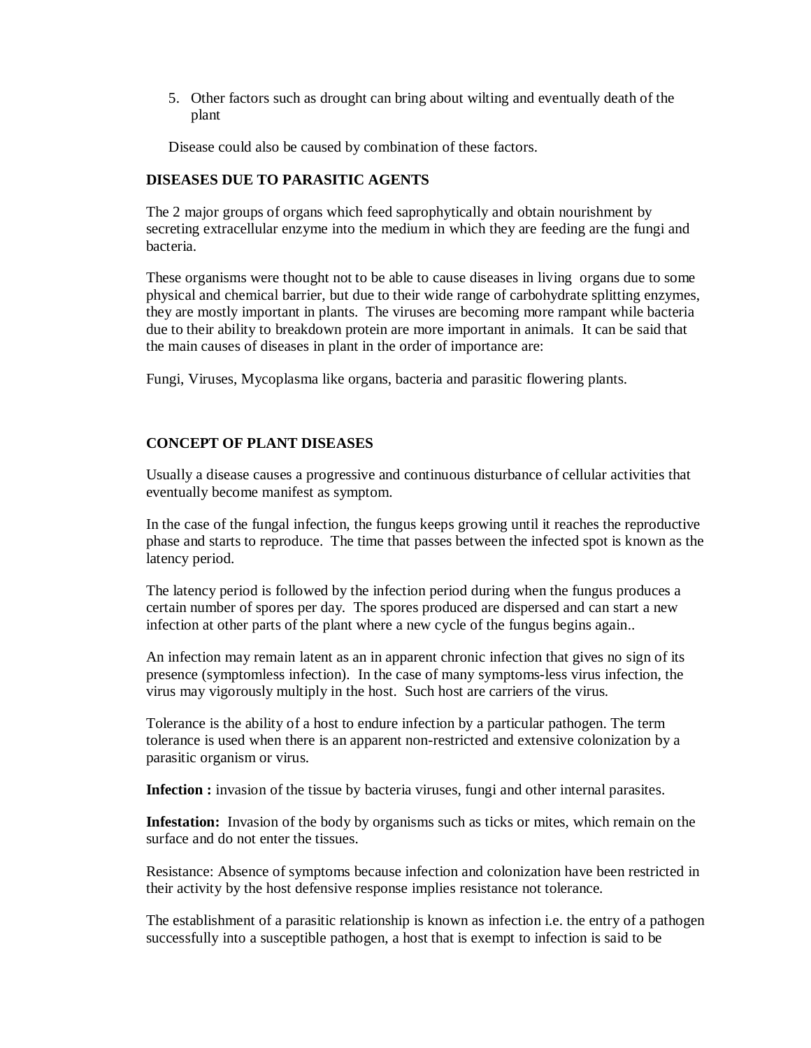5. Other factors such as drought can bring about wilting and eventually death of the plant

Disease could also be caused by combination of these factors.

**DISEASES DUE TO PARASITIC AGENTS**

The 2 major groups of organs which feed saprophytically and obtain nourishment by secreting extracellular enzyme into the medium in which they are feeding are the fungi and bacteria.

These organisms were thought not to be able to cause diseases in living organs due to some physical and chemical barrier, but due to their wide range of carbohydrate splitting enzymes, they are mostly important in plants. The viruses are becoming more rampant while bacteria due to their ability to breakdown protein are more important in animals. It can be said that the main causes of diseases in plant in the order of importance are:

Fungi, Viruses, Mycoplasma like organs, bacteria and parasitic flowering plants.

**CONCEPT OF PLANT DISEASES**

Usually a disease causes a progressive and continuous disturbance of cellular activities that eventually become manifest as symptom.

In the case of the fungal infection, the fungus keeps growing until it reaches the reproductive phase and starts to reproduce. The time that passes between the infected spot is known as the latency period.

The latency period is followed by the infection period during when the fungus produces a certain number of spores per day. The spores produced are dispersed and can start a new infection at other parts of the plant where a new cycle of the fungus begins again..

An infection may remain latent as an in apparent chronic infection that gives no sign of its presence (symptomless infection). In the case of many symptoms-less virus infection, the virus may vigorously multiply in the host. Such host are carriers of the virus.

Tolerance is the ability of a host to endure infection by a particular pathogen. The term tolerance is used when there is an apparent non-restricted and extensive colonization by a parasitic organism or virus.

**Infection :** invasion of the tissue by bacteria viruses, fungi and other internal parasites.

**Infestation:** Invasion of the body by organisms such as ticks or mites, which remain on the surface and do not enter the tissues.

Resistance: Absence of symptoms because infection and colonization have been restricted in their activity by the host defensive response implies resistance not tolerance.

The establishment of a parasitic relationship is known as infection i.e. the entry of a pathogen successfully into a susceptible pathogen, a host that is exempt to infection is said to be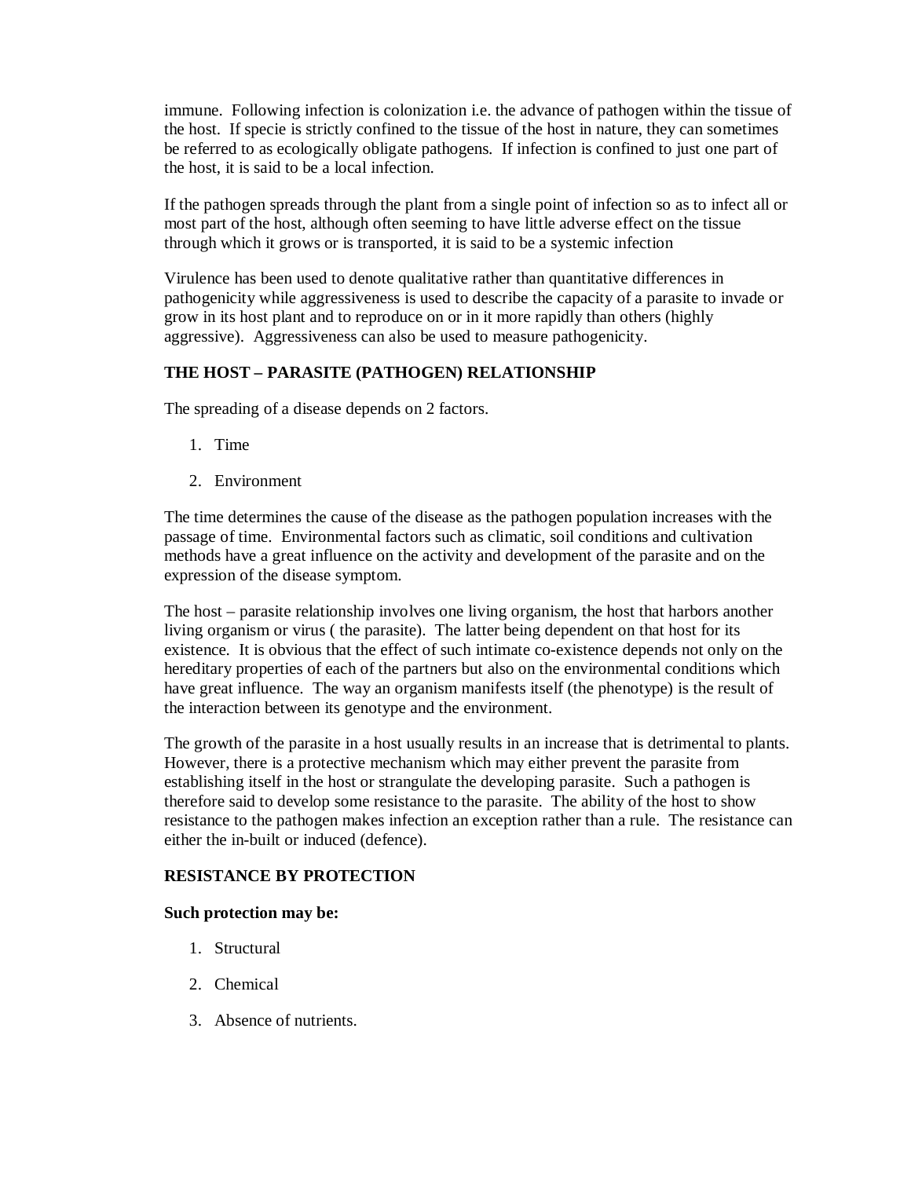immune. Following infection is colonization i.e. the advance of pathogen within the tissue of the host. If specie is strictly confined to the tissue of the host in nature, they can sometimes be referred to as ecologically obligate pathogens. If infection is confined to just one part of the host, it is said to be a local infection.

If the pathogen spreads through the plant from a single point of infection so as to infect all or most part of the host, although often seeming to have little adverse effect on the tissue through which it grows or is transported, it is said to be a systemic infection

Virulence has been used to denote qualitative rather than quantitative differences in pathogenicity while aggressiveness is used to describe the capacity of a parasite to invade or grow in its host plant and to reproduce on or in it more rapidly than others (highly aggressive). Aggressiveness can also be used to measure pathogenicity.

**THE HOST – PARASITE (PATHOGEN) RELATIONSHIP**

The spreading of a disease depends on 2 factors.

1. Time
2. Environment

The time determines the cause of the disease as the pathogen population increases with the passage of time. Environmental factors such as climatic, soil conditions and cultivation methods have a great influence on the activity and development of the parasite and on the expression of the disease symptom.

The host – parasite relationship involves one living organism, the host that harbors another living organism or virus ( the parasite). The latter being dependent on that host for its existence. It is obvious that the effect of such intimate co-existence depends not only on the hereditary properties of each of the partners but also on the environmental conditions which have great influence. The way an organism manifests itself (the phenotype) is the result of the interaction between its genotype and the environment.

The growth of the parasite in a host usually results in an increase that is detrimental to plants. However, there is a protective mechanism which may either prevent the parasite from establishing itself in the host or strangulate the developing parasite. Such a pathogen is therefore said to develop some resistance to the parasite. The ability of the host to show resistance to the pathogen makes infection an exception rather than a rule. The resistance can either the in-built or induced (defence).

**RESISTANCE BY PROTECTION**

**Such protection may be:**

1. Structural
2. Chemical
3. Absence of nutrients.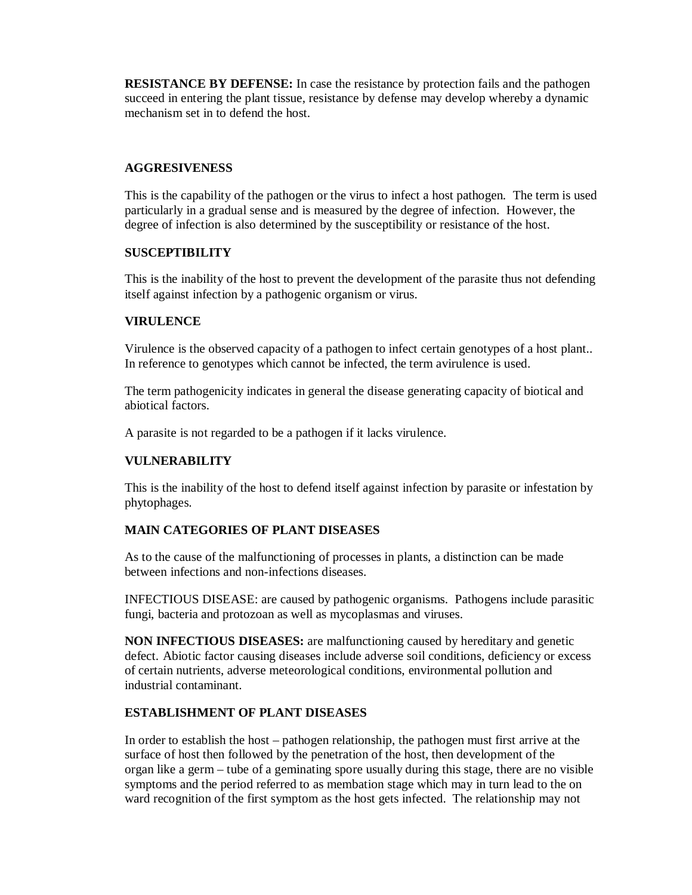**RESISTANCE BY DEFENSE:** In case the resistance by protection fails and the pathogen succeed in entering the plant tissue, resistance by defense may develop whereby a dynamic mechanism set in to defend the host.

**AGGRESIVENESS**

This is the capability of the pathogen or the virus to infect a host pathogen. The term is used particularly in a gradual sense and is measured by the degree of infection. However, the degree of infection is also determined by the susceptibility or resistance of the host.

**SUSCEPTIBILITY**

This is the inability of the host to prevent the development of the parasite thus not defending itself against infection by a pathogenic organism or virus.

**VIRULENCE**

Virulence is the observed capacity of a pathogen to infect certain genotypes of a host plant.. In reference to genotypes which cannot be infected, the term avirulence is used.

The term pathogenicity indicates in general the disease generating capacity of biotical and abiotical factors.

A parasite is not regarded to be a pathogen if it lacks virulence.

**VULNERABILITY**

This is the inability of the host to defend itself against infection by parasite or infestation by phytophages.

**MAIN CATEGORIES OF PLANT DISEASES**

As to the cause of the malfunctioning of processes in plants, a distinction can be made between infections and non-infections diseases.

INFECTIOUS DISEASE: are caused by pathogenic organisms. Pathogens include parasitic fungi, bacteria and protozoan as well as mycoplasmas and viruses.

**NON INFECTIOUS DISEASES:** are malfunctioning caused by hereditary and genetic defect. Abiotic factor causing diseases include adverse soil conditions, deficiency or excess of certain nutrients, adverse meteorological conditions, environmental pollution and industrial contaminant.

**ESTABLISHMENT OF PLANT DISEASES**

In order to establish the host – pathogen relationship, the pathogen must first arrive at the surface of host then followed by the penetration of the host, then development of the organ like a germ – tube of a geminating spore usually during this stage, there are no visible symptoms and the period referred to as membation stage which may in turn lead to the on ward recognition of the first symptom as the host gets infected. The relationship may not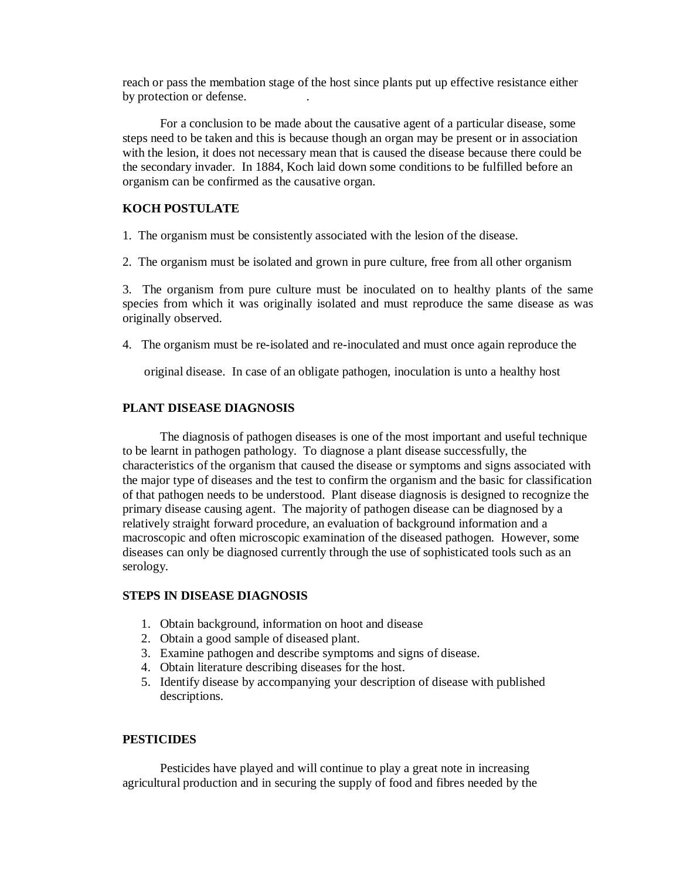reach or pass the membation stage of the host since plants put up effective resistance either by protection or defense. .

For a conclusion to be made about the causative agent of a particular disease, some steps need to be taken and this is because though an organ may be present or in association with the lesion, it does not necessary mean that is caused the disease because there could be the secondary invader. In 1884, Koch laid down some conditions to be fulfilled before an organism can be confirmed as the causative organ.

**KOCH POSTULATE**

1. The organism must be consistently associated with the lesion of the disease.

2. The organism must be isolated and grown in pure culture, free from all other organism

3. The organism from pure culture must be inoculated on to healthy plants of the same species from which it was originally isolated and must reproduce the same disease as was originally observed.

4. The organism must be re-isolated and re-inoculated and must once again reproduce the original disease. In case of an obligate pathogen, inoculation is unto a healthy host

**PLANT DISEASE DIAGNOSIS**

The diagnosis of pathogen diseases is one of the most important and useful technique to be learnt in pathogen pathology. To diagnose a plant disease successfully, the characteristics of the organism that caused the disease or symptoms and signs associated with the major type of diseases and the test to confirm the organism and the basic for classification of that pathogen needs to be understood. Plant disease diagnosis is designed to recognize the primary disease causing agent. The majority of pathogen disease can be diagnosed by a relatively straight forward procedure, an evaluation of background information and a macroscopic and often microscopic examination of the diseased pathogen. However, some diseases can only be diagnosed currently through the use of sophisticated tools such as an serology.

**STEPS IN DISEASE DIAGNOSIS**

1. Obtain background, information on hoot and disease
2. Obtain a good sample of diseased plant.
3. Examine pathogen and describe symptoms and signs of disease.
4. Obtain literature describing diseases for the host.
5. Identify disease by accompanying your description of disease with published descriptions.

**PESTICIDES**

Pesticides have played and will continue to play a great note in increasing agricultural production and in securing the supply of food and fibres needed by the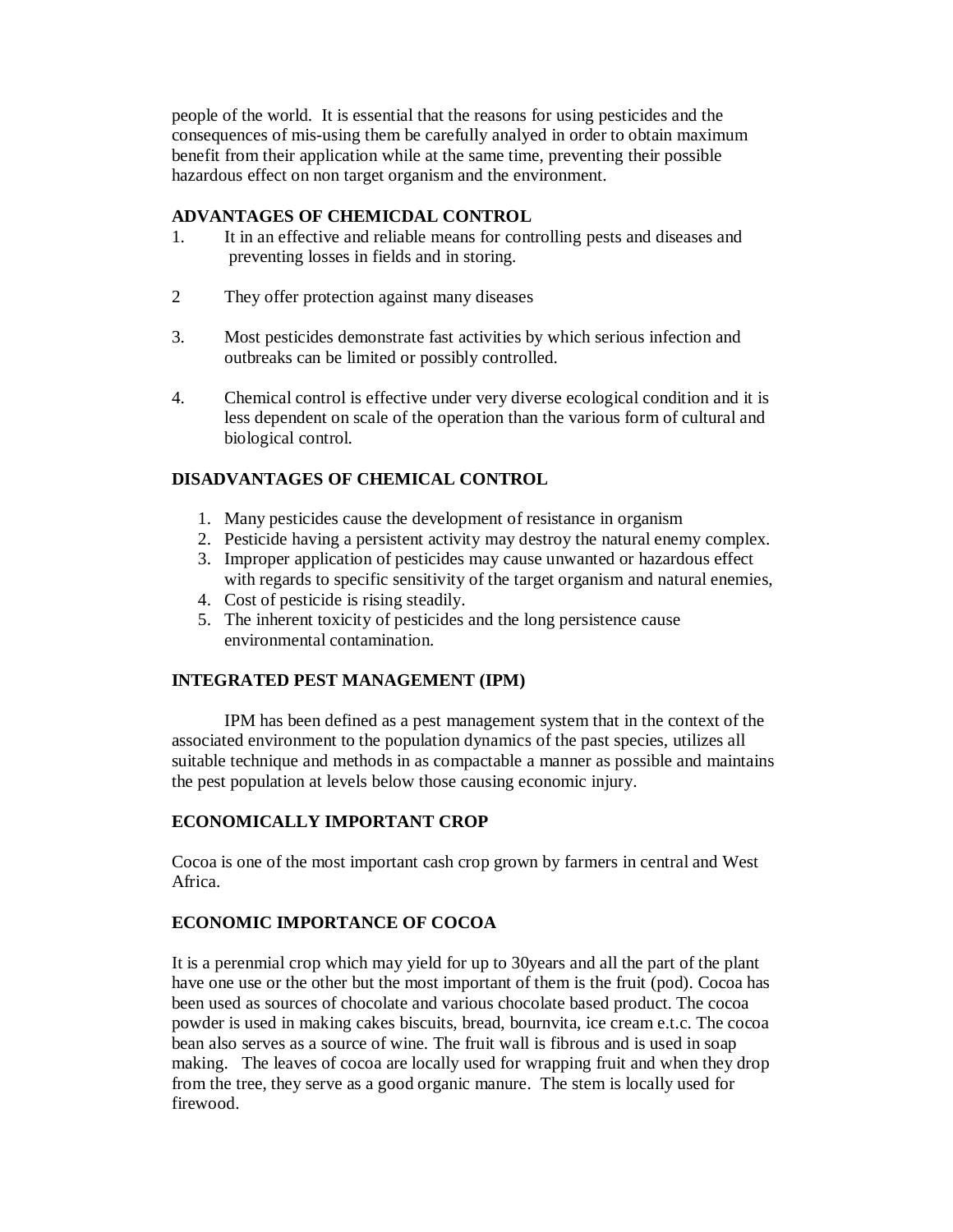people of the world. It is essential that the reasons for using pesticides and the consequences of mis-using them be carefully analyed in order to obtain maximum benefit from their application while at the same time, preventing their possible hazardous effect on non target organism and the environment.

**ADVANTAGES OF CHEMICDAL CONTROL**

1. It in an effective and reliable means for controlling pests and diseases and preventing losses in fields and in storing.

2. They offer protection against many diseases

3. Most pesticides demonstrate fast activities by which serious infection and outbreaks can be limited or possibly controlled.

4. Chemical control is effective under very diverse ecological condition and it is less dependent on scale of the operation than the various form of cultural and biological control.

**DISADVANTAGES OF CHEMICAL CONTROL**

1. Many pesticides cause the development of resistance in organism
2. Pesticide having a persistent activity may destroy the natural enemy complex.
3. Improper application of pesticides may cause unwanted or hazardous effect with regards to specific sensitivity of the target organism and natural enemies,
4. Cost of pesticide is rising steadily.
5. The inherent toxicity of pesticides and the long persistence cause environmental contamination.

**INTEGRATED PEST MANAGEMENT (IPM)**

IPM has been defined as a pest management system that in the context of the associated environment to the population dynamics of the past species, utilizes all suitable technique and methods in as compactable a manner as possible and maintains the pest population at levels below those causing economic injury.

**ECONOMICALLY IMPORTANT CROP**

Cocoa is one of the most important cash crop grown by farmers in central and West Africa.

**ECONOMIC IMPORTANCE OF COCOA**

It is a perenmial crop which may yield for up to 30years and all the part of the plant have one use or the other but the most important of them is the fruit (pod). Cocoa has been used as sources of chocolate and various chocolate based product. The cocoa powder is used in making cakes biscuits, bread, bournvita, ice cream e.t.c. The cocoa bean also serves as a source of wine. The fruit wall is fibrous and is used in soap making. The leaves of cocoa are locally used for wrapping fruit and when they drop from the tree, they serve as a good organic manure. The stem is locally used for firewood.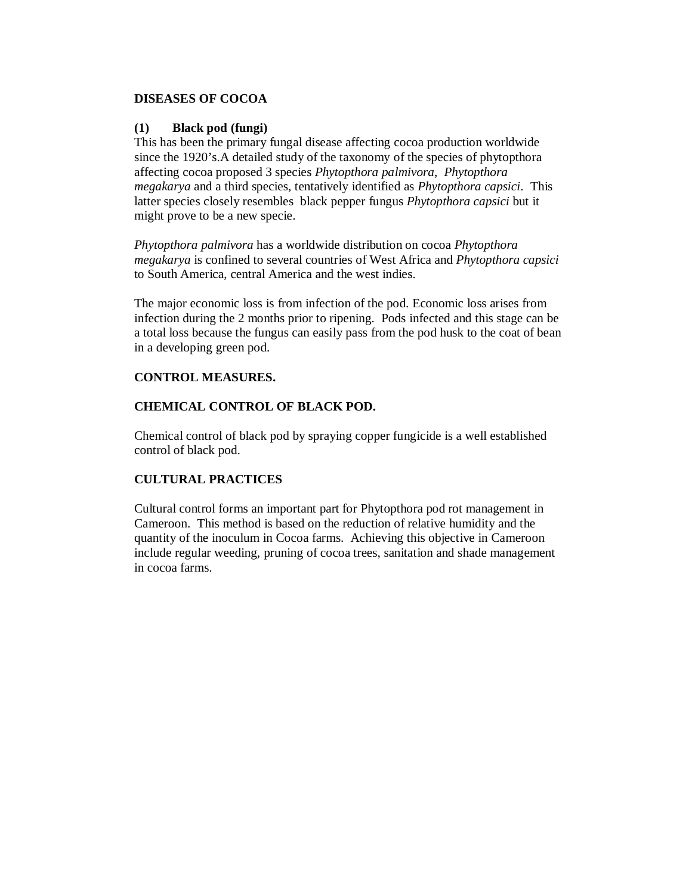**DISEASES OF COCOA**

**(1) Black pod (fungi)**

This has been the primary fungal disease affecting cocoa production worldwide since the 1920's.A detailed study of the taxonomy of the species of phytopthora affecting cocoa proposed 3 species *Phytopthora palmivora*, *Phytopthora megakarya* and a third species, tentatively identified as *Phytopthora capsici*. This latter species closely resembles black pepper fungus *Phytopthora capsici* but it might prove to be a new specie.

*Phytopthora palmivora* has a worldwide distribution on cocoa *Phytopthora megakarya* is confined to several countries of West Africa and *Phytopthora capsici* to South America, central America and the west indies.

The major economic loss is from infection of the pod. Economic loss arises from infection during the 2 months prior to ripening. Pods infected and this stage can be a total loss because the fungus can easily pass from the pod husk to the coat of bean in a developing green pod.

**CONTROL MEASURES.**

**CHEMICAL CONTROL OF BLACK POD.**

Chemical control of black pod by spraying copper fungicide is a well established control of black pod.

**CULTURAL PRACTICES**

Cultural control forms an important part for Phytopthora pod rot management in Cameroon. This method is based on the reduction of relative humidity and the quantity of the inoculum in Cocoa farms. Achieving this objective in Cameroon include regular weeding, pruning of cocoa trees, sanitation and shade management in cocoa farms.